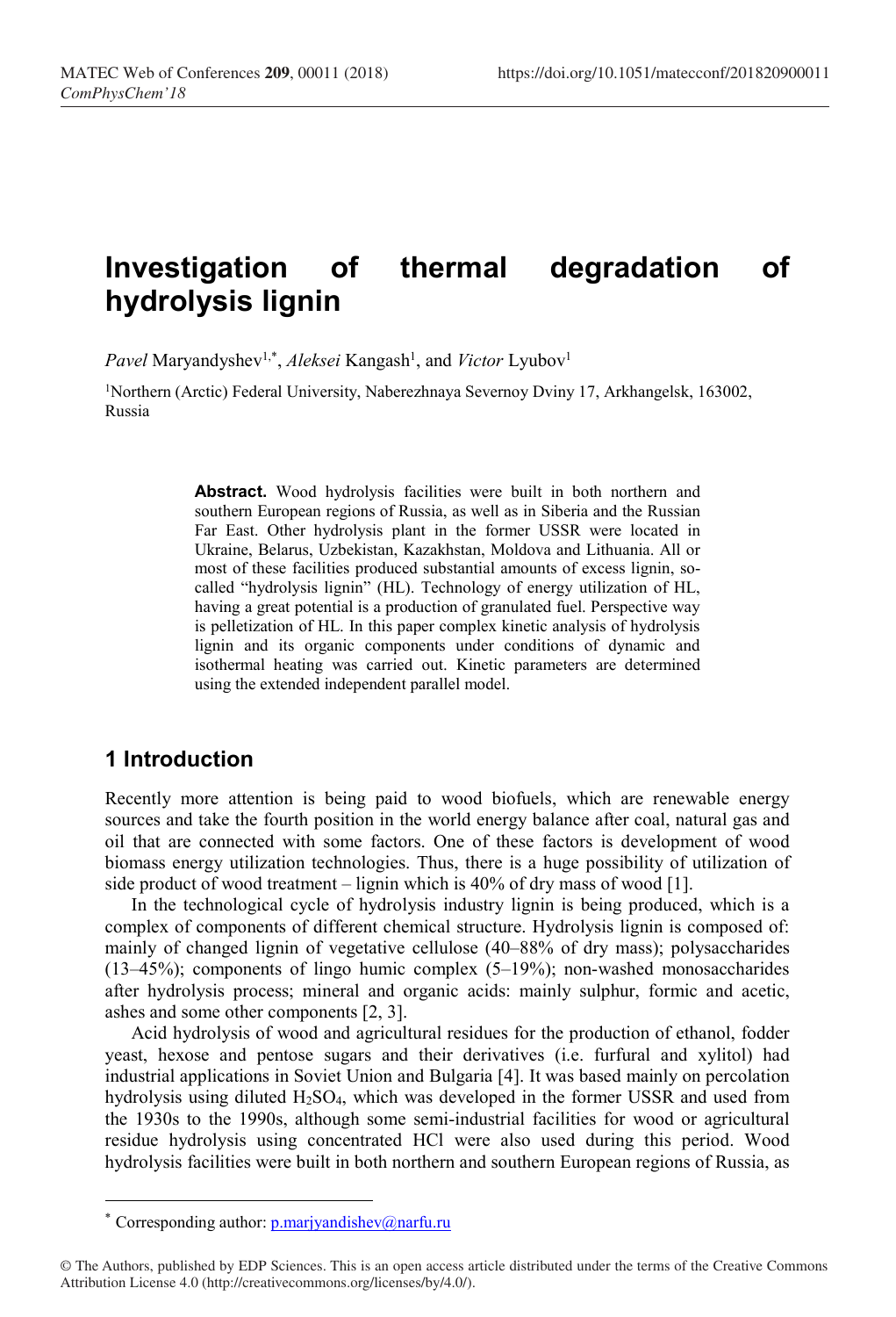# Investigation of thermal degradation of hydrolysis lignin

*Pavel* Maryandyshev[1,*], *Aleksei* Kangash[1], and *Victor* Lyubov[1]

[1]Northern (Arctic) Federal University, Naberezhnaya Severnoy Dviny 17, Arkhangelsk, 163002, Russia

**Abstract.** Wood hydrolysis facilities were built in both northern and southern European regions of Russia, as well as in Siberia and the Russian Far East. Other hydrolysis plant in the former USSR were located in Ukraine, Belarus, Uzbekistan, Kazakhstan, Moldova and Lithuania. All or most of these facilities produced substantial amounts of excess lignin, so-called "hydrolysis lignin" (HL). Technology of energy utilization of HL, having a great potential is a production of granulated fuel. Perspective way is pelletization of HL. In this paper complex kinetic analysis of hydrolysis lignin and its organic components under conditions of dynamic and isothermal heating was carried out. Kinetic parameters are determined using the extended independent parallel model.

## 1 Introduction

Recently more attention is being paid to wood biofuels, which are renewable energy sources and take the fourth position in the world energy balance after coal, natural gas and oil that are connected with some factors. One of these factors is development of wood biomass energy utilization technologies. Thus, there is a huge possibility of utilization of side product of wood treatment – lignin which is 40% of dry mass of wood [1].

In the technological cycle of hydrolysis industry lignin is being produced, which is a complex of components of different chemical structure. Hydrolysis lignin is composed of: mainly of changed lignin of vegetative cellulose (40–88% of dry mass); polysaccharides (13–45%); components of lingo humic complex (5–19%); non-washed monosaccharides after hydrolysis process; mineral and organic acids: mainly sulphur, formic and acetic, ashes and some other components [2, 3].

Acid hydrolysis of wood and agricultural residues for the production of ethanol, fodder yeast, hexose and pentose sugars and their derivatives (i.e. furfural and xylitol) had industrial applications in Soviet Union and Bulgaria [4]. It was based mainly on percolation hydrolysis using diluted $H_2SO_4$, which was developed in the former USSR and used from the 1930s to the 1990s, although some semi-industrial facilities for wood or agricultural residue hydrolysis using concentrated HCl were also used during this period. Wood hydrolysis facilities were built in both northern and southern European regions of Russia, as

* Corresponding author: p.marjyandishev@narfu.ru

© The Authors, published by EDP Sciences. This is an open access article distributed under the terms of the Creative Commons Attribution License 4.0 (http://creativecommons.org/licenses/by/4.0/).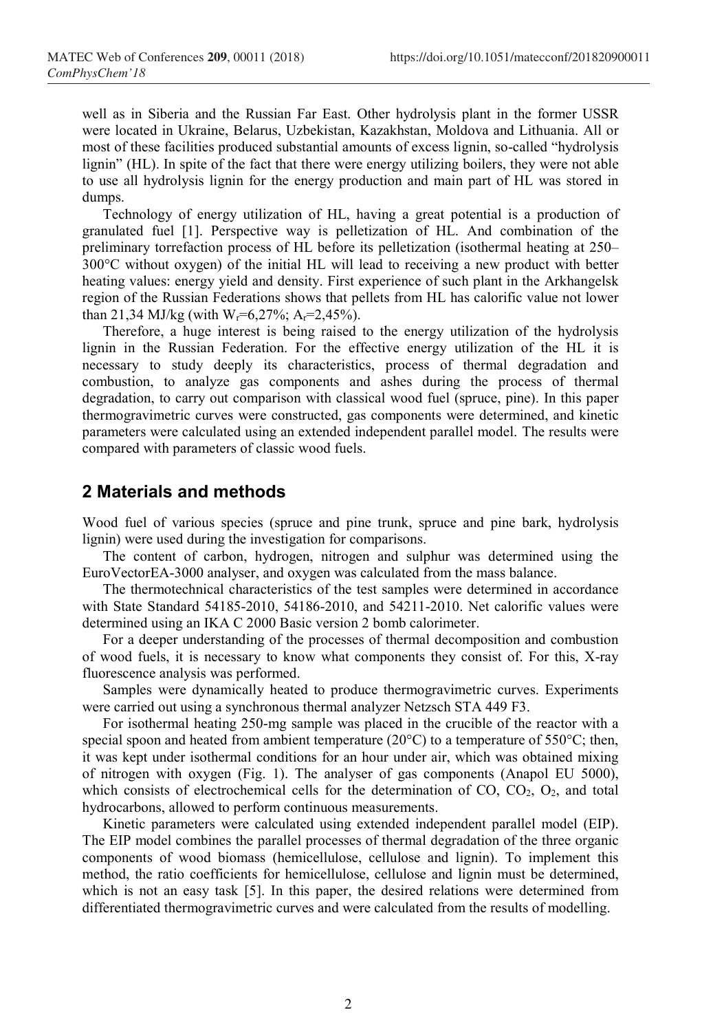well as in Siberia and the Russian Far East. Other hydrolysis plant in the former USSR were located in Ukraine, Belarus, Uzbekistan, Kazakhstan, Moldova and Lithuania. All or most of these facilities produced substantial amounts of excess lignin, so-called "hydrolysis lignin" (HL). In spite of the fact that there were energy utilizing boilers, they were not able to use all hydrolysis lignin for the energy production and main part of HL was stored in dumps.

Technology of energy utilization of HL, having a great potential is a production of granulated fuel [1]. Perspective way is pelletization of HL. And combination of the preliminary torrefaction process of HL before its pelletization (isothermal heating at 250–300°C without oxygen) of the initial HL will lead to receiving a new product with better heating values: energy yield and density. First experience of such plant in the Arkhangelsk region of the Russian Federations shows that pellets from HL has calorific value not lower than 21,34 MJ/kg (with $W_r$=6,27%; $A_r$=2,45%).

Therefore, a huge interest is being raised to the energy utilization of the hydrolysis lignin in the Russian Federation. For the effective energy utilization of the HL it is necessary to study deeply its characteristics, process of thermal degradation and combustion, to analyze gas components and ashes during the process of thermal degradation, to carry out comparison with classical wood fuel (spruce, pine). In this paper thermogravimetric curves were constructed, gas components were determined, and kinetic parameters were calculated using an extended independent parallel model. The results were compared with parameters of classic wood fuels.

## 2 Materials and methods

Wood fuel of various species (spruce and pine trunk, spruce and pine bark, hydrolysis lignin) were used during the investigation for comparisons.

The content of carbon, hydrogen, nitrogen and sulphur was determined using the EuroVectorEA-3000 analyser, and oxygen was calculated from the mass balance.

The thermotechnical characteristics of the test samples were determined in accordance with State Standard 54185-2010, 54186-2010, and 54211-2010. Net calorific values were determined using an IKA C 2000 Basic version 2 bomb calorimeter.

For a deeper understanding of the processes of thermal decomposition and combustion of wood fuels, it is necessary to know what components they consist of. For this, X-ray fluorescence analysis was performed.

Samples were dynamically heated to produce thermogravimetric curves. Experiments were carried out using a synchronous thermal analyzer Netzsch STA 449 F3.

For isothermal heating 250-mg sample was placed in the crucible of the reactor with a special spoon and heated from ambient temperature (20°C) to a temperature of 550°C; then, it was kept under isothermal conditions for an hour under air, which was obtained mixing of nitrogen with oxygen (Fig. 1). The analyser of gas components (Anapol EU 5000), which consists of electrochemical cells for the determination of CO, $CO_2$, $O_2$, and total hydrocarbons, allowed to perform continuous measurements.

Kinetic parameters were calculated using extended independent parallel model (EIP). The EIP model combines the parallel processes of thermal degradation of the three organic components of wood biomass (hemicellulose, cellulose and lignin). To implement this method, the ratio coefficients for hemicellulose, cellulose and lignin must be determined, which is not an easy task [5]. In this paper, the desired relations were determined from differentiated thermogravimetric curves and were calculated from the results of modelling.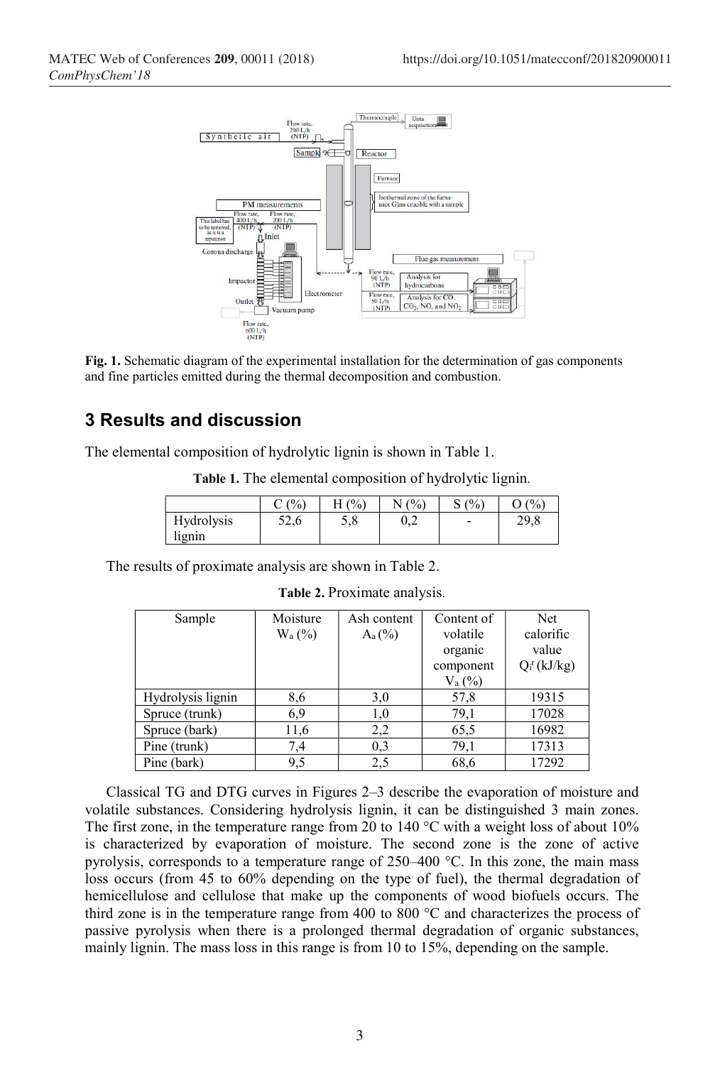**Fig. 1.** Schematic diagram of the experimental installation for the determination of gas components and fine particles emitted during the thermal decomposition and combustion.

## 3 Results and discussion

The elemental composition of hydrolytic lignin is shown in Table 1.

**Table 1.** The elemental composition of hydrolytic lignin.

| | C (%) | H (%) | N (%) | S (%) | O (%) |
|---|---|---|---|---|---|
| Hydrolysis lignin | 52,6 | 5,8 | 0,2 | - | 29,8 |

The results of proximate analysis are shown in Table 2.

**Table 2.** Proximate analysis.

| Sample | Moisture $W_a$ (%) | Ash content $A_a$ (%) | Content of volatile organic component $V_a$ (%) | Net calorific value $Q_i^r$ (kJ/kg) |
|---|---|---|---|---|
| Hydrolysis lignin | 8,6 | 3,0 | 57,8 | 19315 |
| Spruce (trunk) | 6,9 | 1,0 | 79,1 | 17028 |
| Spruce (bark) | 11,6 | 2,2 | 65,5 | 16982 |
| Pine (trunk) | 7,4 | 0,3 | 79,1 | 17313 |
| Pine (bark) | 9,5 | 2,5 | 68,6 | 17292 |

Classical TG and DTG curves in Figures 2–3 describe the evaporation of moisture and volatile substances. Considering hydrolysis lignin, it can be distinguished 3 main zones. The first zone, in the temperature range from 20 to 140 °C with a weight loss of about 10% is characterized by evaporation of moisture. The second zone is the zone of active pyrolysis, corresponds to a temperature range of 250–400 °C. In this zone, the main mass loss occurs (from 45 to 60% depending on the type of fuel), the thermal degradation of hemicellulose and cellulose that make up the components of wood biofuels occurs. The third zone is in the temperature range from 400 to 800 °C and characterizes the process of passive pyrolysis when there is a prolonged thermal degradation of organic substances, mainly lignin. The mass loss in this range is from 10 to 15%, depending on the sample.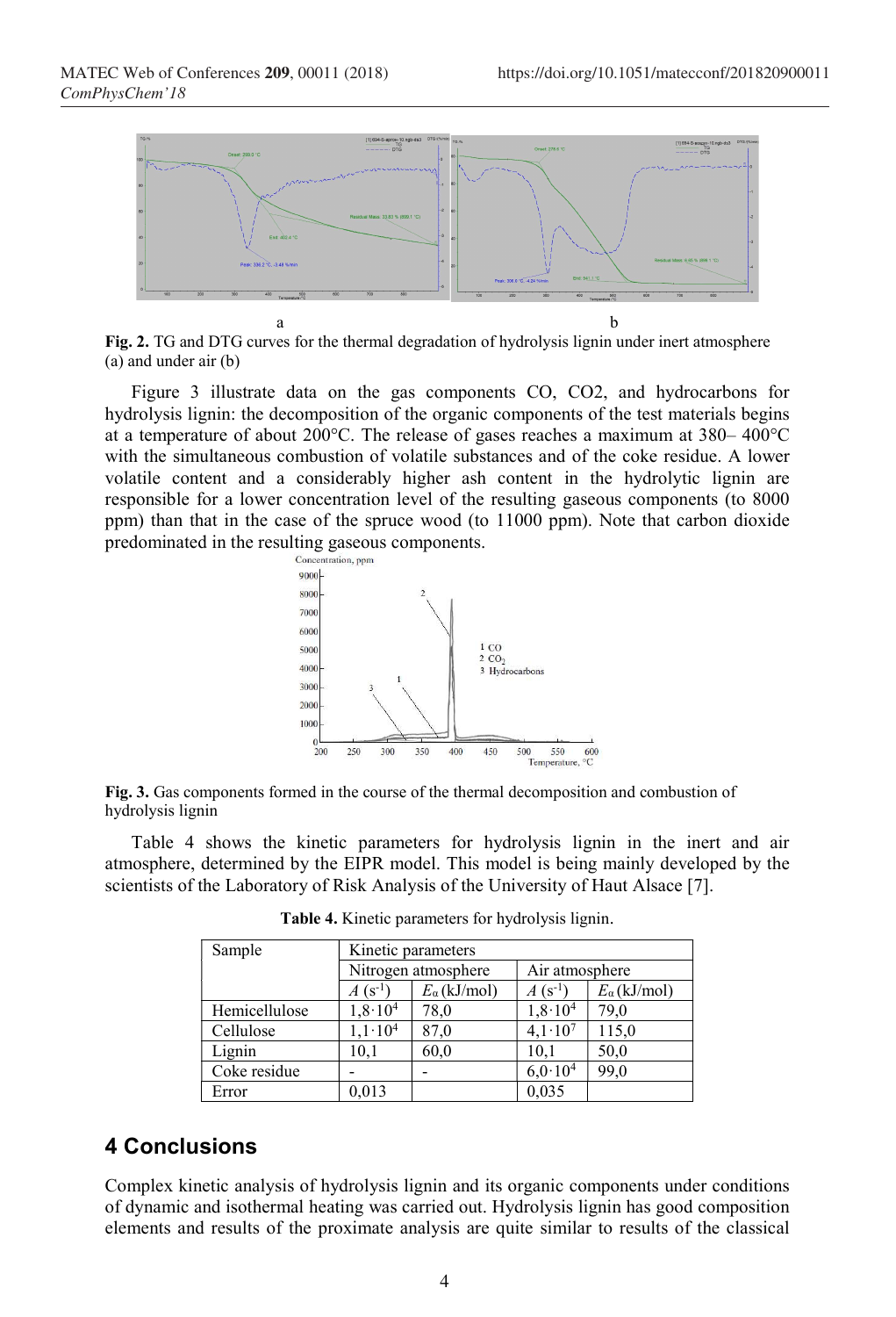a b

**Fig. 2.** TG and DTG curves for the thermal degradation of hydrolysis lignin under inert atmosphere (a) and under air (b)

Figure 3 illustrate data on the gas components CO, CO2, and hydrocarbons for hydrolysis lignin: the decomposition of the organic components of the test materials begins at a temperature of about 200°C. The release of gases reaches a maximum at 380– 400°C with the simultaneous combustion of volatile substances and of the coke residue. A lower volatile content and a considerably higher ash content in the hydrolytic lignin are responsible for a lower concentration level of the resulting gaseous components (to 8000 ppm) than that in the case of the spruce wood (to 11000 ppm). Note that carbon dioxide predominated in the resulting gaseous components.

**Fig. 3.** Gas components formed in the course of the thermal decomposition and combustion of hydrolysis lignin

Table 4 shows the kinetic parameters for hydrolysis lignin in the inert and air atmosphere, determined by the EIPR model. This model is being mainly developed by the scientists of the Laboratory of Risk Analysis of the University of Haut Alsace [7].

**Table 4.** Kinetic parameters for hydrolysis lignin.

| Sample | Kinetic parameters | | | |
|---|---|---|---|---|
| | Nitrogen atmosphere | | Air atmosphere | |
| | $A$ ($s^{-1}$) | $E_\alpha$ (kJ/mol) | $A$ ($s^{-1}$) | $E_\alpha$ (kJ/mol) |
| Hemicellulose | $1{,}8 \cdot 10^4$ | 78,0 | $1{,}8 \cdot 10^4$ | 79,0 |
| Cellulose | $1{,}1 \cdot 10^4$ | 87,0 | $4{,}1 \cdot 10^7$ | 115,0 |
| Lignin | 10,1 | 60,0 | 10,1 | 50,0 |
| Coke residue | - | - | $6{,}0 \cdot 10^4$ | 99,0 |
| Error | 0,013 | | 0,035 | |

## 4 Conclusions

Complex kinetic analysis of hydrolysis lignin and its organic components under conditions of dynamic and isothermal heating was carried out. Hydrolysis lignin has good composition elements and results of the proximate analysis are quite similar to results of the classical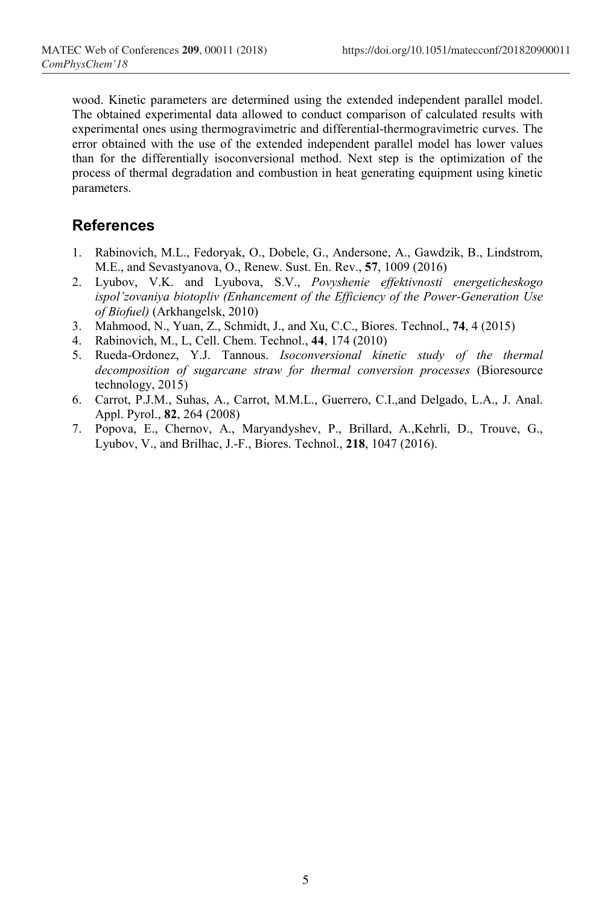wood. Kinetic parameters are determined using the extended independent parallel model. The obtained experimental data allowed to conduct comparison of calculated results with experimental ones using thermogravimetric and differential-thermogravimetric curves. The error obtained with the use of the extended independent parallel model has lower values than for the differentially isoconversional method. Next step is the optimization of the process of thermal degradation and combustion in heat generating equipment using kinetic parameters.

## References

1. Rabinovich, M.L., Fedoryak, O., Dobele, G., Andersone, A., Gawdzik, B., Lindstrom, M.E., and Sevastyanova, O., Renew. Sust. En. Rev., **57**, 1009 (2016)
2. Lyubov, V.K. and Lyubova, S.V., *Povyshenie effektivnosti energeticheskogo ispol'zovaniya biotopliv (Enhancement of the Efficiency of the Power-Generation Use of Biofuel)* (Arkhangelsk, 2010)
3. Mahmood, N., Yuan, Z., Schmidt, J., and Xu, C.C., Biores. Technol., **74**, 4 (2015)
4. Rabinovich, M., L, Cell. Chem. Technol., **44**, 174 (2010)
5. Rueda-Ordonez, Y.J. Tannous. *Isoconversional kinetic study of the thermal decomposition of sugarcane straw for thermal conversion processes* (Bioresource technology, 2015)
6. Carrot, P.J.M., Suhas, A., Carrot, M.M.L., Guerrero, C.I.,and Delgado, L.A., J. Anal. Appl. Pyrol., **82**, 264 (2008)
7. Popova, E., Chernov, A., Maryandyshev, P., Brillard, A.,Kehrli, D., Trouve, G., Lyubov, V., and Brilhac, J.-F., Biores. Technol., **218**, 1047 (2016).